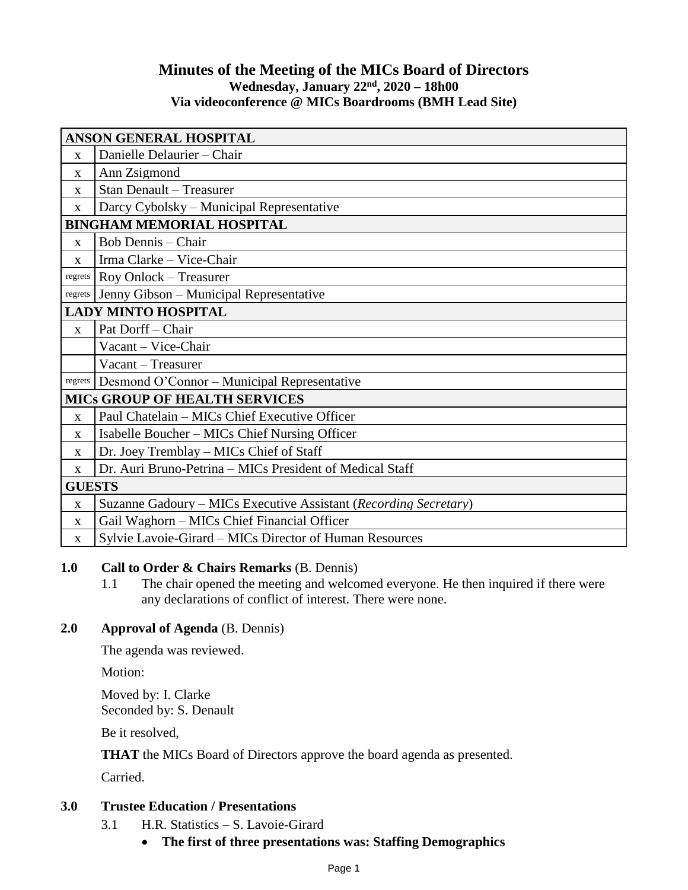# Minutes of the Meeting of the MICs Board of Directors

**Wednesday, January 22nd, 2020 – 18h00**
**Via videoconference @ MICs Boardrooms (BMH Lead Site)**

| ANSON GENERAL HOSPITAL | |
|---|---|
| x | Danielle Delaurier – Chair |
| x | Ann Zsigmond |
| x | Stan Denault – Treasurer |
| x | Darcy Cybolsky – Municipal Representative |
| **BINGHAM MEMORIAL HOSPITAL** | |
| x | Bob Dennis – Chair |
| x | Irma Clarke – Vice-Chair |
| regrets | Roy Onlock – Treasurer |
| regrets | Jenny Gibson – Municipal Representative |
| **LADY MINTO HOSPITAL** | |
| x | Pat Dorff – Chair |
| | Vacant – Vice-Chair |
| | Vacant – Treasurer |
| regrets | Desmond O'Connor – Municipal Representative |
| **MICs GROUP OF HEALTH SERVICES** | |
| x | Paul Chatelain – MICs Chief Executive Officer |
| x | Isabelle Boucher – MICs Chief Nursing Officer |
| x | Dr. Joey Tremblay – MICs Chief of Staff |
| x | Dr. Auri Bruno-Petrina – MICs President of Medical Staff |
| **GUESTS** | |
| x | Suzanne Gadoury – MICs Executive Assistant (*Recording Secretary*) |
| x | Gail Waghorn – MICs Chief Financial Officer |
| x | Sylvie Lavoie-Girard – MICs Director of Human Resources |

## 1.0 Call to Order & Chairs Remarks (B. Dennis)

1.1 The chair opened the meeting and welcomed everyone. He then inquired if there were any declarations of conflict of interest. There were none.

## 2.0 Approval of Agenda (B. Dennis)

The agenda was reviewed.

Motion:

Moved by: I. Clarke
Seconded by: S. Denault

Be it resolved,

**THAT** the MICs Board of Directors approve the board agenda as presented.

Carried.

## 3.0 Trustee Education / Presentations

3.1 H.R. Statistics – S. Lavoie-Girard

- **The first of three presentations was: Staffing Demographics**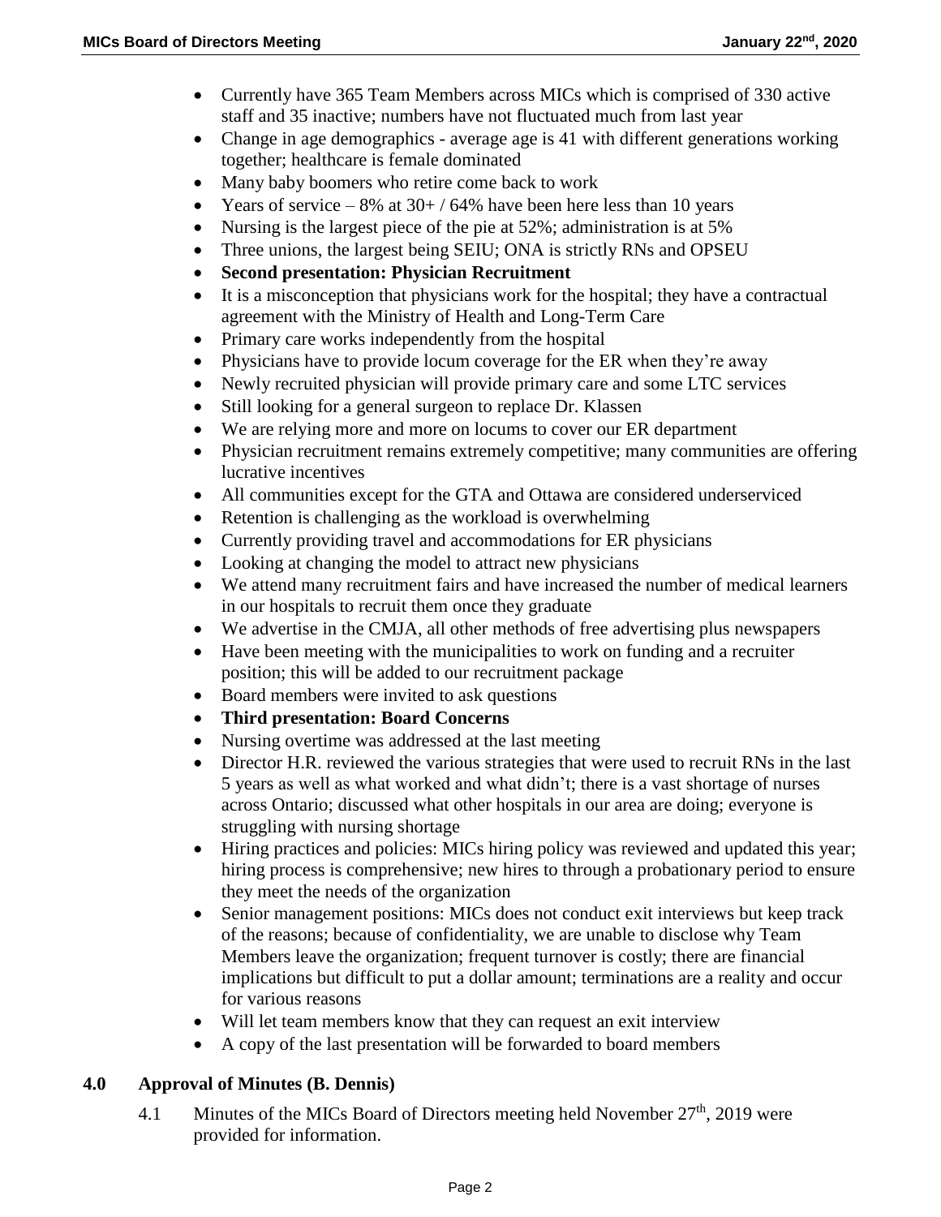- Currently have 365 Team Members across MICs which is comprised of 330 active staff and 35 inactive; numbers have not fluctuated much from last year
- Change in age demographics - average age is 41 with different generations working together; healthcare is female dominated
- Many baby boomers who retire come back to work
- Years of service – 8% at 30+ / 64% have been here less than 10 years
- Nursing is the largest piece of the pie at 52%; administration is at 5%
- Three unions, the largest being SEIU; ONA is strictly RNs and OPSEU
- **Second presentation: Physician Recruitment**
- It is a misconception that physicians work for the hospital; they have a contractual agreement with the Ministry of Health and Long-Term Care
- Primary care works independently from the hospital
- Physicians have to provide locum coverage for the ER when they're away
- Newly recruited physician will provide primary care and some LTC services
- Still looking for a general surgeon to replace Dr. Klassen
- We are relying more and more on locums to cover our ER department
- Physician recruitment remains extremely competitive; many communities are offering lucrative incentives
- All communities except for the GTA and Ottawa are considered underserviced
- Retention is challenging as the workload is overwhelming
- Currently providing travel and accommodations for ER physicians
- Looking at changing the model to attract new physicians
- We attend many recruitment fairs and have increased the number of medical learners in our hospitals to recruit them once they graduate
- We advertise in the CMJA, all other methods of free advertising plus newspapers
- Have been meeting with the municipalities to work on funding and a recruiter position; this will be added to our recruitment package
- Board members were invited to ask questions
- **Third presentation: Board Concerns**
- Nursing overtime was addressed at the last meeting
- Director H.R. reviewed the various strategies that were used to recruit RNs in the last 5 years as well as what worked and what didn't; there is a vast shortage of nurses across Ontario; discussed what other hospitals in our area are doing; everyone is struggling with nursing shortage
- Hiring practices and policies: MICs hiring policy was reviewed and updated this year; hiring process is comprehensive; new hires to through a probationary period to ensure they meet the needs of the organization
- Senior management positions: MICs does not conduct exit interviews but keep track of the reasons; because of confidentiality, we are unable to disclose why Team Members leave the organization; frequent turnover is costly; there are financial implications but difficult to put a dollar amount; terminations are a reality and occur for various reasons
- Will let team members know that they can request an exit interview
- A copy of the last presentation will be forwarded to board members

## 4.0 Approval of Minutes (B. Dennis)

4.1 Minutes of the MICs Board of Directors meeting held November 27th, 2019 were provided for information.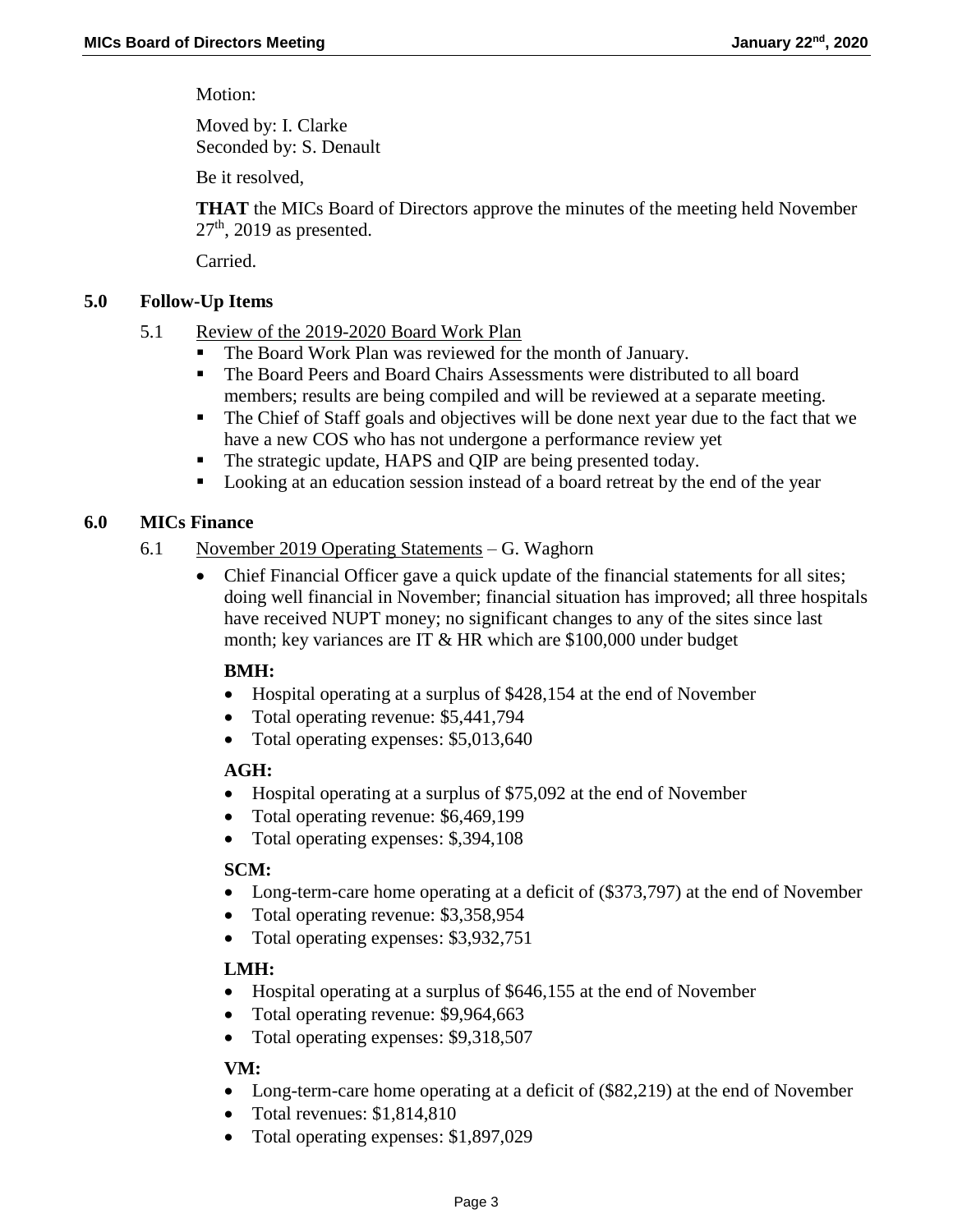Motion:

Moved by: I. Clarke
Seconded by: S. Denault

Be it resolved,

**THAT** the MICs Board of Directors approve the minutes of the meeting held November 27th, 2019 as presented.

Carried.

## 5.0 Follow-Up Items

### 5.1 Review of the 2019-2020 Board Work Plan

- The Board Work Plan was reviewed for the month of January.
- The Board Peers and Board Chairs Assessments were distributed to all board members; results are being compiled and will be reviewed at a separate meeting.
- The Chief of Staff goals and objectives will be done next year due to the fact that we have a new COS who has not undergone a performance review yet
- The strategic update, HAPS and QIP are being presented today.
- Looking at an education session instead of a board retreat by the end of the year

## 6.0 MICs Finance

### 6.1 November 2019 Operating Statements – G. Waghorn

- Chief Financial Officer gave a quick update of the financial statements for all sites; doing well financial in November; financial situation has improved; all three hospitals have received NUPT money; no significant changes to any of the sites since last month; key variances are IT & HR which are $100,000 under budget

**BMH:**

- Hospital operating at a surplus of $428,154 at the end of November
- Total operating revenue: $5,441,794
- Total operating expenses: $5,013,640

**AGH:**

- Hospital operating at a surplus of $75,092 at the end of November
- Total operating revenue: $6,469,199
- Total operating expenses: $,394,108

**SCM:**

- Long-term-care home operating at a deficit of ($373,797) at the end of November
- Total operating revenue: $3,358,954
- Total operating expenses: $3,932,751

**LMH:**

- Hospital operating at a surplus of $646,155 at the end of November
- Total operating revenue: $9,964,663
- Total operating expenses: $9,318,507

**VM:**

- Long-term-care home operating at a deficit of ($82,219) at the end of November
- Total revenues: $1,814,810
- Total operating expenses: $1,897,029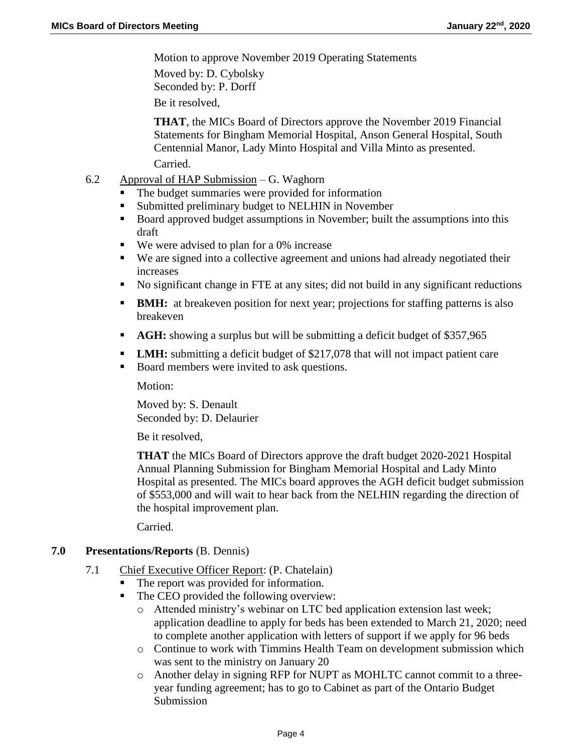Motion to approve November 2019 Operating Statements

Moved by: D. Cybolsky
Seconded by: P. Dorff

Be it resolved,

**THAT**, the MICs Board of Directors approve the November 2019 Financial Statements for Bingham Memorial Hospital, Anson General Hospital, South Centennial Manor, Lady Minto Hospital and Villa Minto as presented.

Carried.

6.2 Approval of HAP Submission – G. Waghorn

- The budget summaries were provided for information
- Submitted preliminary budget to NELHIN in November
- Board approved budget assumptions in November; built the assumptions into this draft
- We were advised to plan for a 0% increase
- We are signed into a collective agreement and unions had already negotiated their increases
- No significant change in FTE at any sites; did not build in any significant reductions
- **BMH:** at breakeven position for next year; projections for staffing patterns is also breakeven
- **AGH:** showing a surplus but will be submitting a deficit budget of $357,965
- **LMH:** submitting a deficit budget of $217,078 that will not impact patient care
- Board members were invited to ask questions.

Motion:

Moved by: S. Denault
Seconded by: D. Delaurier

Be it resolved,

**THAT** the MICs Board of Directors approve the draft budget 2020-2021 Hospital Annual Planning Submission for Bingham Memorial Hospital and Lady Minto Hospital as presented. The MICs board approves the AGH deficit budget submission of $553,000 and will wait to hear back from the NELHIN regarding the direction of the hospital improvement plan.

Carried.

## 7.0 Presentations/Reports (B. Dennis)

7.1 Chief Executive Officer Report: (P. Chatelain)

- The report was provided for information.
- The CEO provided the following overview:
  - Attended ministry's webinar on LTC bed application extension last week; application deadline to apply for beds has been extended to March 21, 2020; need to complete another application with letters of support if we apply for 96 beds
  - Continue to work with Timmins Health Team on development submission which was sent to the ministry on January 20
  - Another delay in signing RFP for NUPT as MOHLTC cannot commit to a three-year funding agreement; has to go to Cabinet as part of the Ontario Budget Submission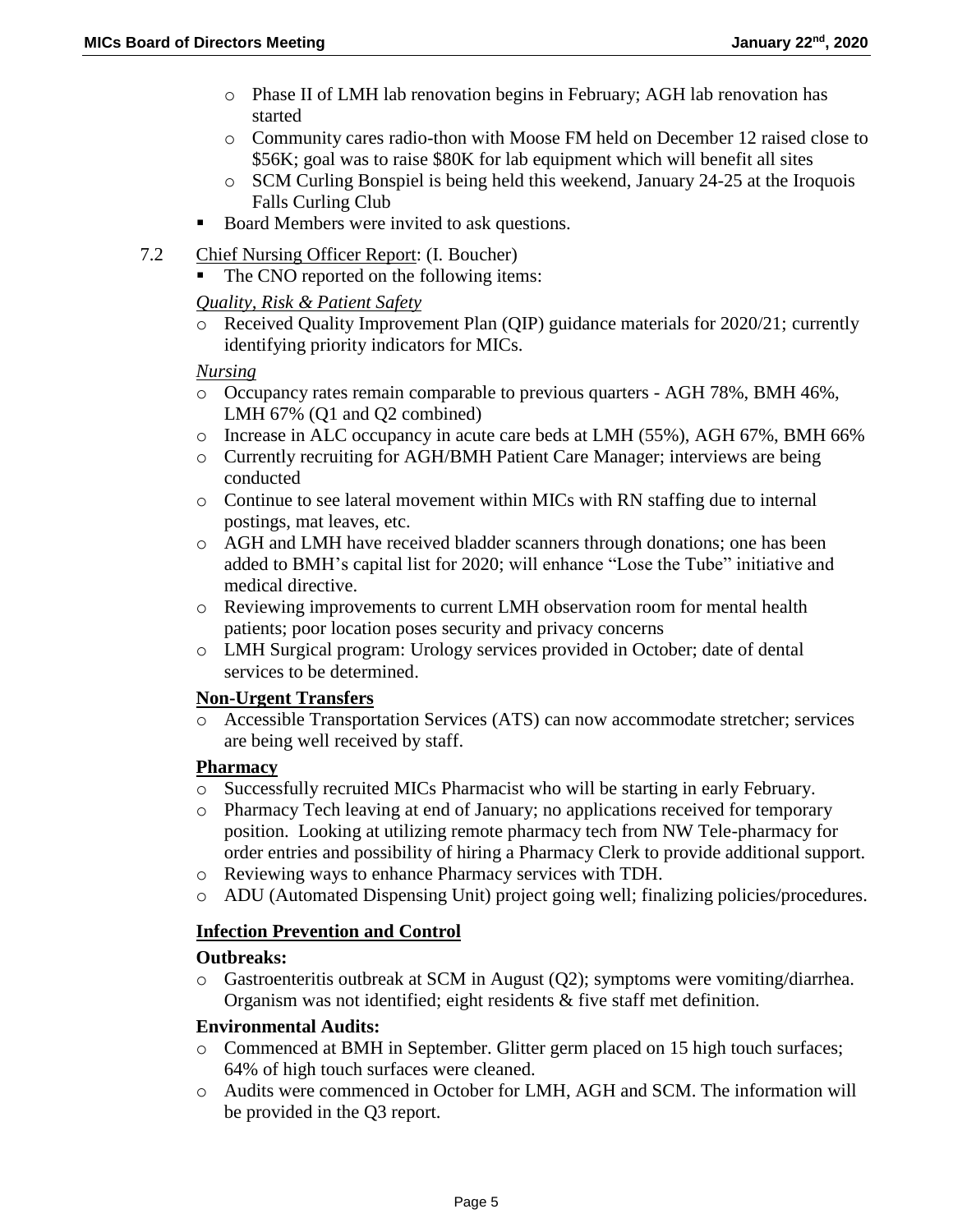- Phase II of LMH lab renovation begins in February; AGH lab renovation has started
  - Community cares radio-thon with Moose FM held on December 12 raised close to $56K; goal was to raise $80K for lab equipment which will benefit all sites
  - SCM Curling Bonspiel is being held this weekend, January 24-25 at the Iroquois Falls Curling Club
- Board Members were invited to ask questions.

7.2 Chief Nursing Officer Report: (I. Boucher)

- The CNO reported on the following items:

*Quality, Risk & Patient Safety*

- Received Quality Improvement Plan (QIP) guidance materials for 2020/21; currently identifying priority indicators for MICs.

*Nursing*

- Occupancy rates remain comparable to previous quarters - AGH 78%, BMH 46%, LMH 67% (Q1 and Q2 combined)
- Increase in ALC occupancy in acute care beds at LMH (55%), AGH 67%, BMH 66%
- Currently recruiting for AGH/BMH Patient Care Manager; interviews are being conducted
- Continue to see lateral movement within MICs with RN staffing due to internal postings, mat leaves, etc.
- AGH and LMH have received bladder scanners through donations; one has been added to BMH's capital list for 2020; will enhance "Lose the Tube" initiative and medical directive.
- Reviewing improvements to current LMH observation room for mental health patients; poor location poses security and privacy concerns
- LMH Surgical program: Urology services provided in October; date of dental services to be determined.

**Non-Urgent Transfers**

- Accessible Transportation Services (ATS) can now accommodate stretcher; services are being well received by staff.

**Pharmacy**

- Successfully recruited MICs Pharmacist who will be starting in early February.
- Pharmacy Tech leaving at end of January; no applications received for temporary position. Looking at utilizing remote pharmacy tech from NW Tele-pharmacy for order entries and possibility of hiring a Pharmacy Clerk to provide additional support.
- Reviewing ways to enhance Pharmacy services with TDH.
- ADU (Automated Dispensing Unit) project going well; finalizing policies/procedures.

**Infection Prevention and Control**

**Outbreaks:**

- Gastroenteritis outbreak at SCM in August (Q2); symptoms were vomiting/diarrhea. Organism was not identified; eight residents & five staff met definition.

**Environmental Audits:**

- Commenced at BMH in September. Glitter germ placed on 15 high touch surfaces; 64% of high touch surfaces were cleaned.
- Audits were commenced in October for LMH, AGH and SCM. The information will be provided in the Q3 report.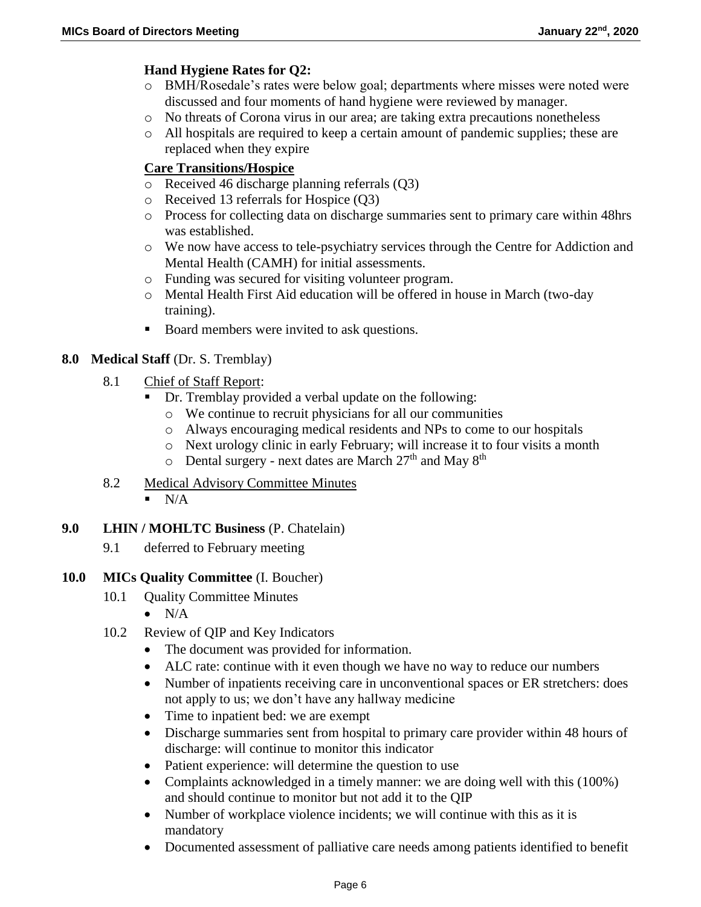**Hand Hygiene Rates for Q2:**

- BMH/Rosedale's rates were below goal; departments where misses were noted were discussed and four moments of hand hygiene were reviewed by manager.
- No threats of Corona virus in our area; are taking extra precautions nonetheless
- All hospitals are required to keep a certain amount of pandemic supplies; these are replaced when they expire

**Care Transitions/Hospice**

- Received 46 discharge planning referrals (Q3)
- Received 13 referrals for Hospice (Q3)
- Process for collecting data on discharge summaries sent to primary care within 48hrs was established.
- We now have access to tele-psychiatry services through the Centre for Addiction and Mental Health (CAMH) for initial assessments.
- Funding was secured for visiting volunteer program.
- Mental Health First Aid education will be offered in house in March (two-day training).

- Board members were invited to ask questions.

**8.0 Medical Staff** (Dr. S. Tremblay)

8.1 Chief of Staff Report:

- Dr. Tremblay provided a verbal update on the following:
  - We continue to recruit physicians for all our communities
  - Always encouraging medical residents and NPs to come to our hospitals
  - Next urology clinic in early February; will increase it to four visits a month
  - Dental surgery - next dates are March 27th and May 8th

8.2 Medical Advisory Committee Minutes

- N/A

**9.0 LHIN / MOHLTC Business** (P. Chatelain)

9.1 deferred to February meeting

**10.0 MICs Quality Committee** (I. Boucher)

10.1 Quality Committee Minutes

- N/A

10.2 Review of QIP and Key Indicators

- The document was provided for information.
- ALC rate: continue with it even though we have no way to reduce our numbers
- Number of inpatients receiving care in unconventional spaces or ER stretchers: does not apply to us; we don't have any hallway medicine
- Time to inpatient bed: we are exempt
- Discharge summaries sent from hospital to primary care provider within 48 hours of discharge: will continue to monitor this indicator
- Patient experience: will determine the question to use
- Complaints acknowledged in a timely manner: we are doing well with this (100%) and should continue to monitor but not add it to the QIP
- Number of workplace violence incidents; we will continue with this as it is mandatory
- Documented assessment of palliative care needs among patients identified to benefit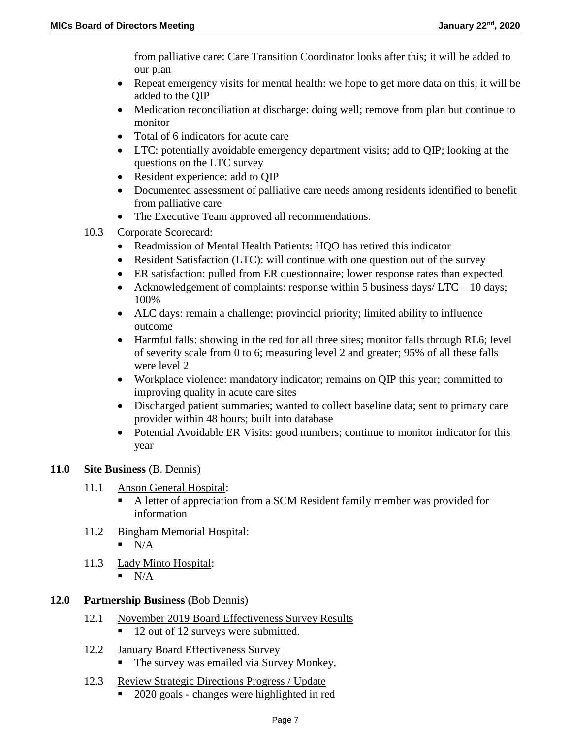from palliative care: Care Transition Coordinator looks after this; it will be added to our plan

- Repeat emergency visits for mental health: we hope to get more data on this; it will be added to the QIP
- Medication reconciliation at discharge: doing well; remove from plan but continue to monitor
- Total of 6 indicators for acute care
- LTC: potentially avoidable emergency department visits; add to QIP; looking at the questions on the LTC survey
- Resident experience: add to QIP
- Documented assessment of palliative care needs among residents identified to benefit from palliative care
- The Executive Team approved all recommendations.

10.3 Corporate Scorecard:

- Readmission of Mental Health Patients: HQO has retired this indicator
- Resident Satisfaction (LTC): will continue with one question out of the survey
- ER satisfaction: pulled from ER questionnaire; lower response rates than expected
- Acknowledgement of complaints: response within 5 business days/ LTC – 10 days; 100%
- ALC days: remain a challenge; provincial priority; limited ability to influence outcome
- Harmful falls: showing in the red for all three sites; monitor falls through RL6; level of severity scale from 0 to 6; measuring level 2 and greater; 95% of all these falls were level 2
- Workplace violence: mandatory indicator; remains on QIP this year; committed to improving quality in acute care sites
- Discharged patient summaries; wanted to collect baseline data; sent to primary care provider within 48 hours; built into database
- Potential Avoidable ER Visits: good numbers; continue to monitor indicator for this year

## 11.0 Site Business (B. Dennis)

11.1 Anson General Hospital:

- A letter of appreciation from a SCM Resident family member was provided for information

11.2 Bingham Memorial Hospital:

- N/A

11.3 Lady Minto Hospital:

- N/A

## 12.0 Partnership Business (Bob Dennis)

12.1 November 2019 Board Effectiveness Survey Results

- 12 out of 12 surveys were submitted.

12.2 January Board Effectiveness Survey

- The survey was emailed via Survey Monkey.

12.3 Review Strategic Directions Progress / Update

- 2020 goals - changes were highlighted in red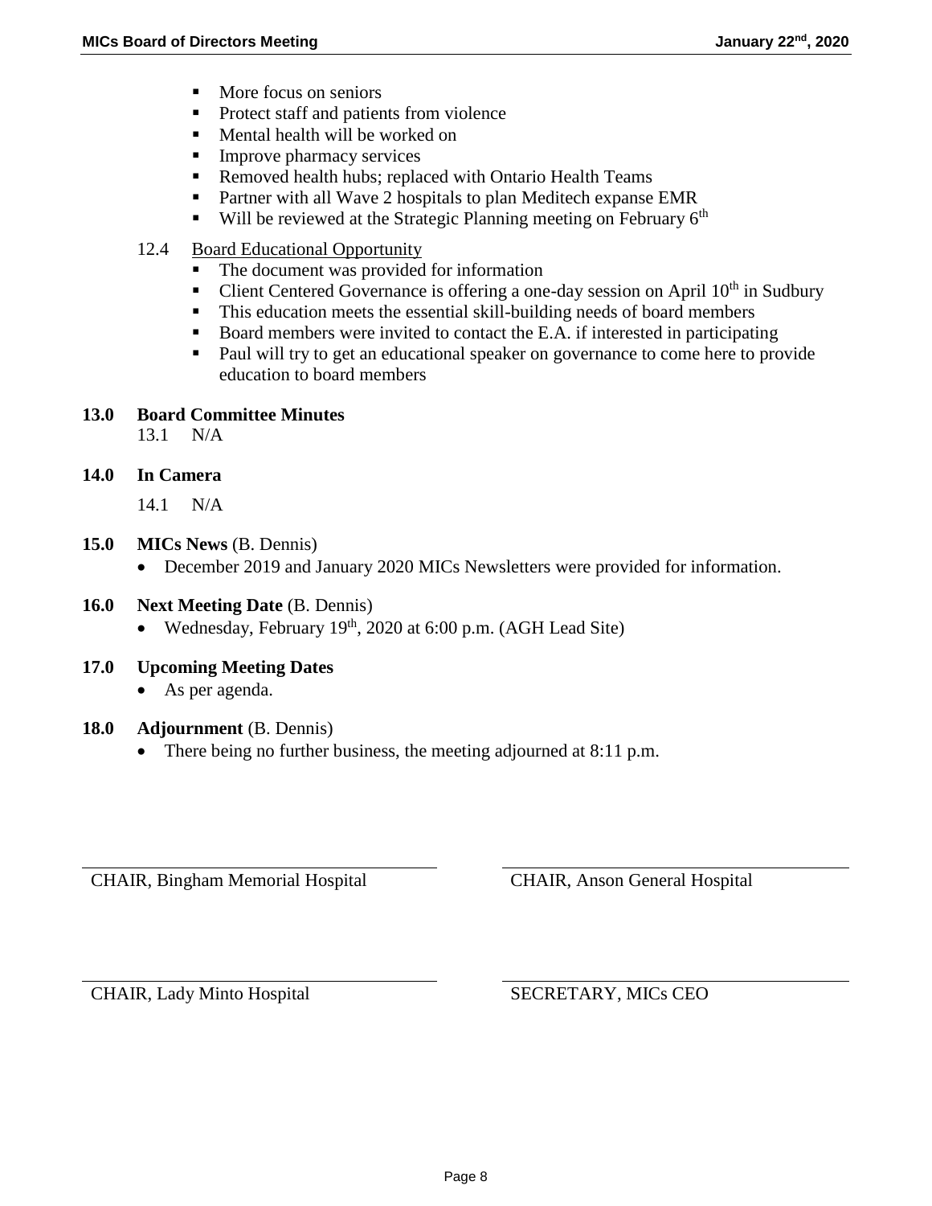- More focus on seniors
- Protect staff and patients from violence
- Mental health will be worked on
- Improve pharmacy services
- Removed health hubs; replaced with Ontario Health Teams
- Partner with all Wave 2 hospitals to plan Meditech expanse EMR
- Will be reviewed at the Strategic Planning meeting on February 6th

12.4 Board Educational Opportunity

- The document was provided for information
- Client Centered Governance is offering a one-day session on April 10th in Sudbury
- This education meets the essential skill-building needs of board members
- Board members were invited to contact the E.A. if interested in participating
- Paul will try to get an educational speaker on governance to come here to provide education to board members

**13.0 Board Committee Minutes**

13.1 N/A

**14.0 In Camera**

14.1 N/A

**15.0 MICs News** (B. Dennis)

- December 2019 and January 2020 MICs Newsletters were provided for information.

**16.0 Next Meeting Date** (B. Dennis)

- Wednesday, February 19th, 2020 at 6:00 p.m. (AGH Lead Site)

**17.0 Upcoming Meeting Dates**

- As per agenda.

**18.0 Adjournment** (B. Dennis)

- There being no further business, the meeting adjourned at 8:11 p.m.

CHAIR, Bingham Memorial Hospital

CHAIR, Anson General Hospital

CHAIR, Lady Minto Hospital

SECRETARY, MICs CEO